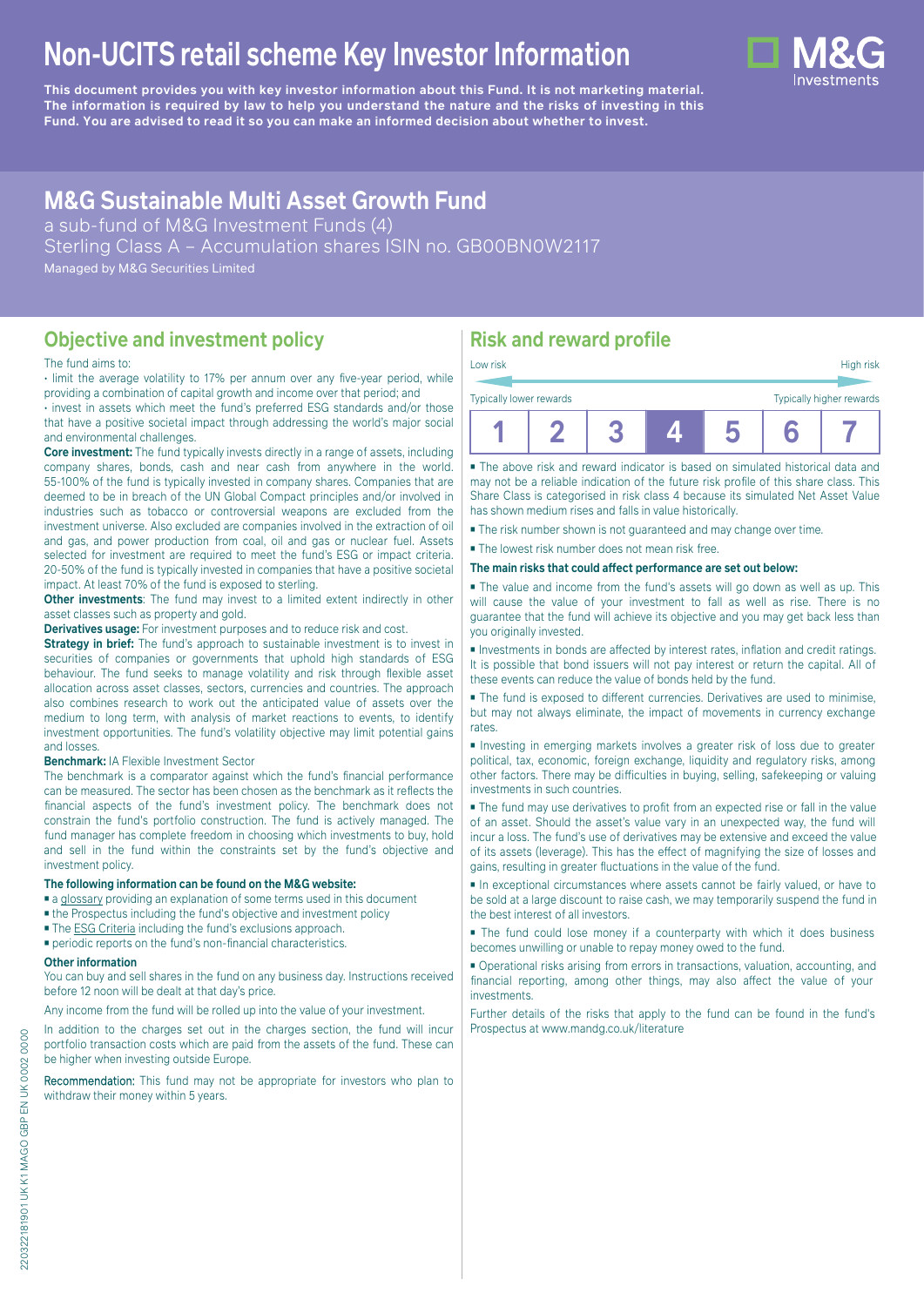# Non-UCITS retail scheme Key Investor Information

**This document provides you with key investor information about this Fund. It is not marketing material. The information is required by law to help you understand the nature and the risks of investing in this Fund. You are advised to read it so you can make an informed decision about whether to invest.**

## M&G Sustainable Multi Asset Growth Fund

a sub-fund of M&G Investment Funds (4)
Sterling Class A – Accumulation shares ISIN no. GB00BN0W2117
Managed by M&G Securities Limited

## Objective and investment policy

The fund aims to:

• limit the average volatility to 17% per annum over any five-year period, while providing a combination of capital growth and income over that period; and

• invest in assets which meet the fund's preferred ESG standards and/or those that have a positive societal impact through addressing the world's major social and environmental challenges.

**Core investment:** The fund typically invests directly in a range of assets, including company shares, bonds, cash and near cash from anywhere in the world. 55-100% of the fund is typically invested in company shares. Companies that are deemed to be in breach of the UN Global Compact principles and/or involved in industries such as tobacco or controversial weapons are excluded from the investment universe. Also excluded are companies involved in the extraction of oil and gas, and power production from coal, oil and gas or nuclear fuel. Assets selected for investment are required to meet the fund's ESG or impact criteria. 20-50% of the fund is typically invested in companies that have a positive societal impact. At least 70% of the fund is exposed to sterling.

**Other investments**: The fund may invest to a limited extent indirectly in other asset classes such as property and gold.

**Derivatives usage:** For investment purposes and to reduce risk and cost.

**Strategy in brief:** The fund's approach to sustainable investment is to invest in securities of companies or governments that uphold high standards of ESG behaviour. The fund seeks to manage volatility and risk through flexible asset allocation across asset classes, sectors, currencies and countries. The approach also combines research to work out the anticipated value of assets over the medium to long term, with analysis of market reactions to events, to identify investment opportunities. The fund's volatility objective may limit potential gains and losses.

**Benchmark:** IA Flexible Investment Sector

The benchmark is a comparator against which the fund's financial performance can be measured. The sector has been chosen as the benchmark as it reflects the financial aspects of the fund's investment policy. The benchmark does not constrain the fund's portfolio construction. The fund is actively managed. The fund manager has complete freedom in choosing which investments to buy, hold and sell in the fund within the constraints set by the fund's objective and investment policy.

**The following information can be found on the M&G website:**

- a glossary providing an explanation of some terms used in this document
- the Prospectus including the fund's objective and investment policy
- The ESG Criteria including the fund's exclusions approach.
- periodic reports on the fund's non-financial characteristics.

**Other information**

You can buy and sell shares in the fund on any business day. Instructions received before 12 noon will be dealt at that day's price.

Any income from the fund will be rolled up into the value of your investment.

In addition to the charges set out in the charges section, the fund will incur portfolio transaction costs which are paid from the assets of the fund. These can be higher when investing outside Europe.

Recommendation: This fund may not be appropriate for investors who plan to withdraw their money within 5 years.

## Risk and reward profile

Low risk — High risk
Typically lower rewards — Typically higher rewards

| 1 | 2 | 3 | **4** | 5 | 6 | 7 |
|---|---|---|---|---|---|---|

- The above risk and reward indicator is based on simulated historical data and may not be a reliable indication of the future risk profile of this share class. This Share Class is categorised in risk class 4 because its simulated Net Asset Value has shown medium rises and falls in value historically.
- The risk number shown is not guaranteed and may change over time.
- The lowest risk number does not mean risk free.

**The main risks that could affect performance are set out below:**

- The value and income from the fund's assets will go down as well as up. This will cause the value of your investment to fall as well as rise. There is no guarantee that the fund will achieve its objective and you may get back less than you originally invested.
- Investments in bonds are affected by interest rates, inflation and credit ratings. It is possible that bond issuers will not pay interest or return the capital. All of these events can reduce the value of bonds held by the fund.
- The fund is exposed to different currencies. Derivatives are used to minimise, but may not always eliminate, the impact of movements in currency exchange rates.
- Investing in emerging markets involves a greater risk of loss due to greater political, tax, economic, foreign exchange, liquidity and regulatory risks, among other factors. There may be difficulties in buying, selling, safekeeping or valuing investments in such countries.
- The fund may use derivatives to profit from an expected rise or fall in the value of an asset. Should the asset's value vary in an unexpected way, the fund will incur a loss. The fund's use of derivatives may be extensive and exceed the value of its assets (leverage). This has the effect of magnifying the size of losses and gains, resulting in greater fluctuations in the value of the fund.
- In exceptional circumstances where assets cannot be fairly valued, or have to be sold at a large discount to raise cash, we may temporarily suspend the fund in the best interest of all investors.
- The fund could lose money if a counterparty with which it does business becomes unwilling or unable to repay money owed to the fund.
- Operational risks arising from errors in transactions, valuation, accounting, and financial reporting, among other things, may also affect the value of your investments.

Further details of the risks that apply to the fund can be found in the fund's Prospectus at www.mandg.co.uk/literature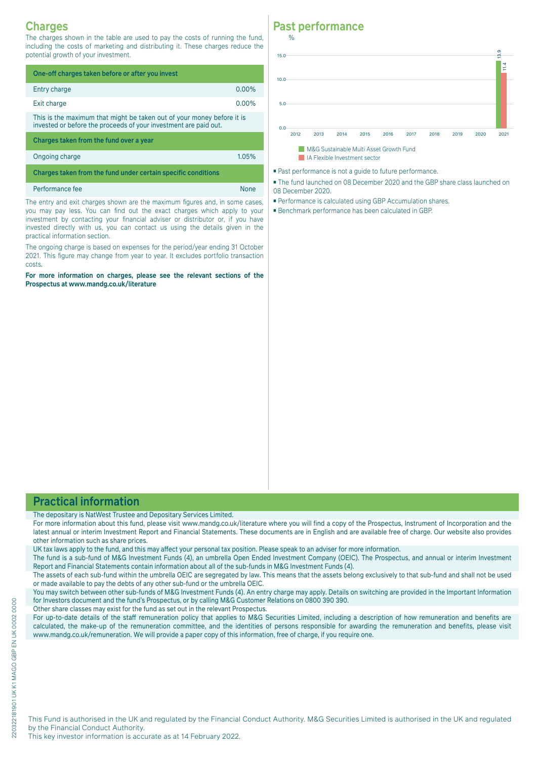## Charges

The charges shown in the table are used to pay the costs of running the fund, including the costs of marketing and distributing it. These charges reduce the potential growth of your investment.

| One-off charges taken before or after you invest | |
|---|---|
| Entry charge | 0.00% |
| Exit charge | 0.00% |
| This is the maximum that might be taken out of your money before it is invested or before the proceeds of your investment are paid out. | |
| **Charges taken from the fund over a year** | |
| Ongoing charge | 1.05% |
| **Charges taken from the fund under certain specific conditions** | |
| Performance fee | None |

The entry and exit charges shown are the maximum figures and, in some cases, you may pay less. You can find out the exact charges which apply to your investment by contacting your financial adviser or distributor or, if you have invested directly with us, you can contact us using the details given in the practical information section.

The ongoing charge is based on expenses for the period/year ending 31 October 2021. This figure may change from year to year. It excludes portfolio transaction costs.

**For more information on charges, please see the relevant sections of the Prospectus at www.mandg.co.uk/literature**

## Past performance

%

15.0
10.0
5.0
0.0

2012 2013 2014 2015 2016 2017 2018 2019 2020 2021

13.9
11.4

M&G Sustainable Multi Asset Growth Fund
IA Flexible Investment sector

- Past performance is not a guide to future performance.
- The fund launched on 08 December 2020 and the GBP share class launched on 08 December 2020.
- Performance is calculated using GBP Accumulation shares.
- Benchmark performance has been calculated in GBP.

## Practical information

The depositary is NatWest Trustee and Depositary Services Limited.

For more information about this fund, please visit www.mandg.co.uk/literature where you will find a copy of the Prospectus, Instrument of Incorporation and the latest annual or interim Investment Report and Financial Statements. These documents are in English and are available free of charge. Our website also provides other information such as share prices.

UK tax laws apply to the fund, and this may affect your personal tax position. Please speak to an adviser for more information.

The fund is a sub-fund of M&G Investment Funds (4), an umbrella Open Ended Investment Company (OEIC). The Prospectus, and annual or interim Investment Report and Financial Statements contain information about all of the sub-funds in M&G Investment Funds (4).

The assets of each sub-fund within the umbrella OEIC are segregated by law. This means that the assets belong exclusively to that sub-fund and shall not be used or made available to pay the debts of any other sub-fund or the umbrella OEIC.

You may switch between other sub-funds of M&G Investment Funds (4). An entry charge may apply. Details on switching are provided in the Important Information for Investors document and the fund's Prospectus, or by calling M&G Customer Relations on 0800 390 390.

Other share classes may exist for the fund as set out in the relevant Prospectus.

For up-to-date details of the staff remuneration policy that applies to M&G Securities Limited, including a description of how remuneration and benefits are calculated, the make-up of the remuneration committee, and the identities of persons responsible for awarding the remuneration and benefits, please visit www.mandg.co.uk/remuneration. We will provide a paper copy of this information, free of charge, if you require one.

This Fund is authorised in the UK and regulated by the Financial Conduct Authority. M&G Securities Limited is authorised in the UK and regulated by the Financial Conduct Authority.
This key investor information is accurate as at 14 February 2022.

220322181901 UK K1 MAGO GBP EN UK 0002 0000